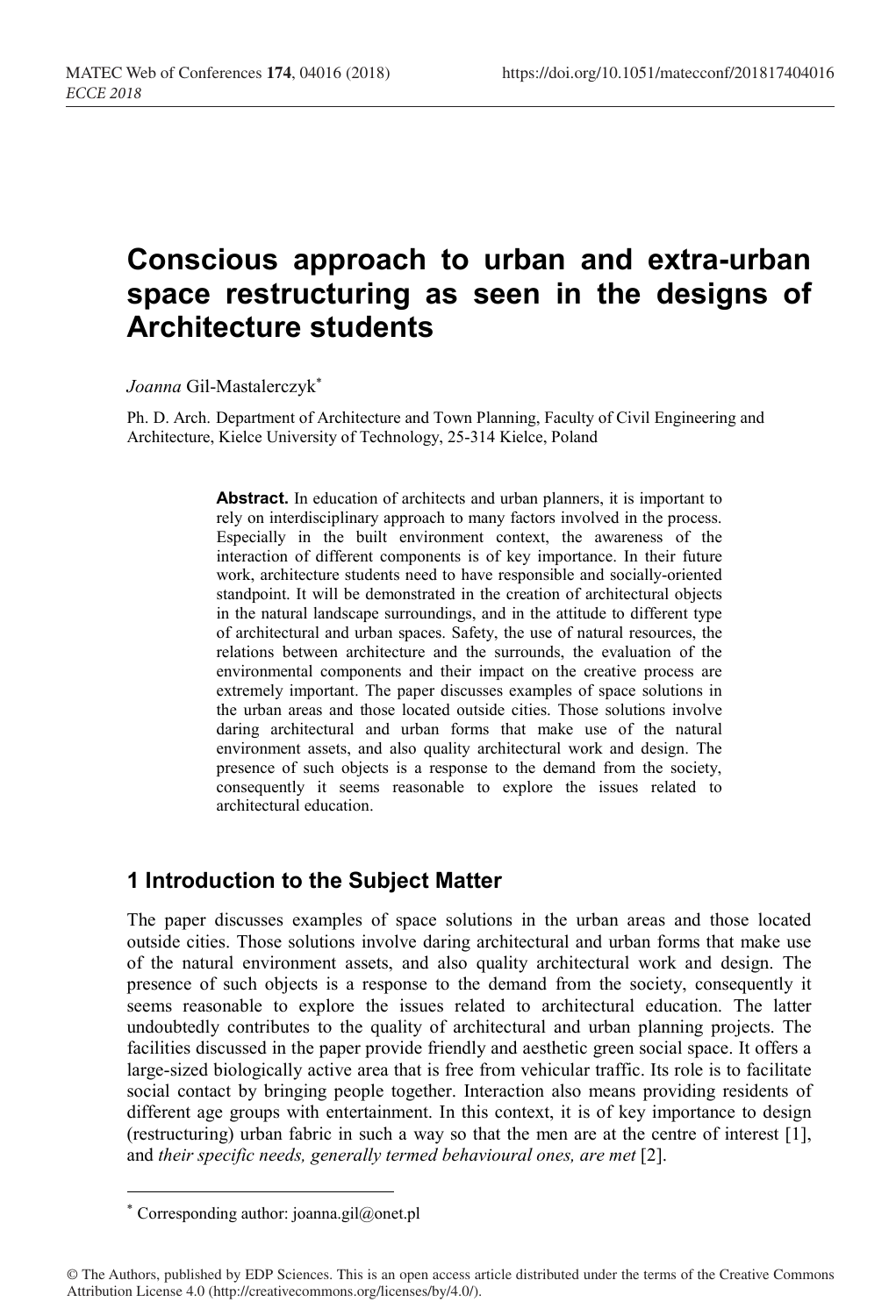# Conscious approach to urban and extra-urban space restructuring as seen in the designs of Architecture students

*Joanna* Gil-Mastalerczyk*

Ph. D. Arch. Department of Architecture and Town Planning, Faculty of Civil Engineering and Architecture, Kielce University of Technology, 25-314 Kielce, Poland

**Abstract.** In education of architects and urban planners, it is important to rely on interdisciplinary approach to many factors involved in the process. Especially in the built environment context, the awareness of the interaction of different components is of key importance. In their future work, architecture students need to have responsible and socially-oriented standpoint. It will be demonstrated in the creation of architectural objects in the natural landscape surroundings, and in the attitude to different type of architectural and urban spaces. Safety, the use of natural resources, the relations between architecture and the surrounds, the evaluation of the environmental components and their impact on the creative process are extremely important. The paper discusses examples of space solutions in the urban areas and those located outside cities. Those solutions involve daring architectural and urban forms that make use of the natural environment assets, and also quality architectural work and design. The presence of such objects is a response to the demand from the society, consequently it seems reasonable to explore the issues related to architectural education.

## 1 Introduction to the Subject Matter

The paper discusses examples of space solutions in the urban areas and those located outside cities. Those solutions involve daring architectural and urban forms that make use of the natural environment assets, and also quality architectural work and design. The presence of such objects is a response to the demand from the society, consequently it seems reasonable to explore the issues related to architectural education. The latter undoubtedly contributes to the quality of architectural and urban planning projects. The facilities discussed in the paper provide friendly and aesthetic green social space. It offers a large-sized biologically active area that is free from vehicular traffic. Its role is to facilitate social contact by bringing people together. Interaction also means providing residents of different age groups with entertainment. In this context, it is of key importance to design (restructuring) urban fabric in such a way so that the men are at the centre of interest [1], and *their specific needs, generally termed behavioural ones, are met* [2].

* Corresponding author: joanna.gil@onet.pl

© The Authors, published by EDP Sciences. This is an open access article distributed under the terms of the Creative Commons Attribution License 4.0 (http://creativecommons.org/licenses/by/4.0/).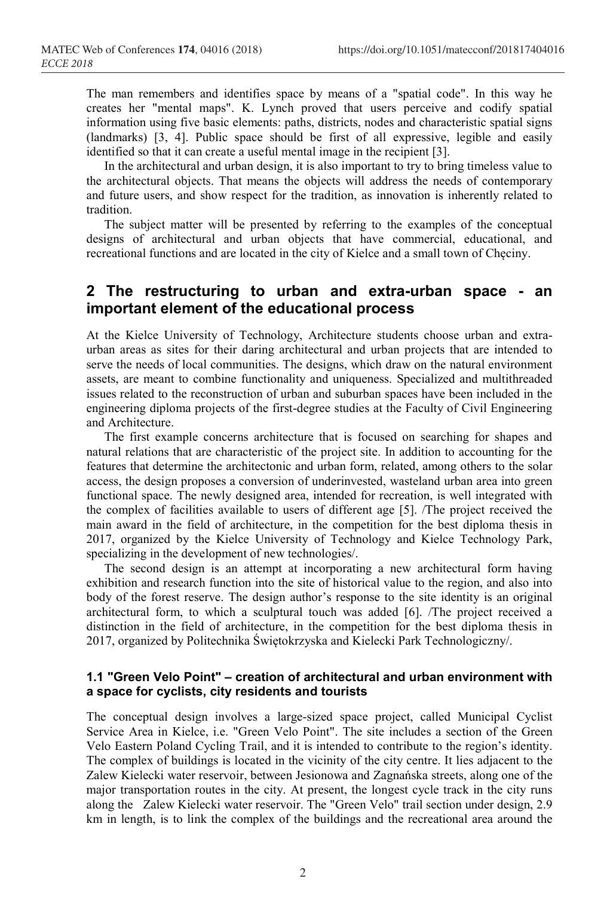The man remembers and identifies space by means of a "spatial code". In this way he creates her "mental maps". K. Lynch proved that users perceive and codify spatial information using five basic elements: paths, districts, nodes and characteristic spatial signs (landmarks) [3, 4]. Public space should be first of all expressive, legible and easily identified so that it can create a useful mental image in the recipient [3].

In the architectural and urban design, it is also important to try to bring timeless value to the architectural objects. That means the objects will address the needs of contemporary and future users, and show respect for the tradition, as innovation is inherently related to tradition.

The subject matter will be presented by referring to the examples of the conceptual designs of architectural and urban objects that have commercial, educational, and recreational functions and are located in the city of Kielce and a small town of Chęciny.

## 2 The restructuring to urban and extra-urban space - an important element of the educational process

At the Kielce University of Technology, Architecture students choose urban and extra-urban areas as sites for their daring architectural and urban projects that are intended to serve the needs of local communities. The designs, which draw on the natural environment assets, are meant to combine functionality and uniqueness. Specialized and multithreaded issues related to the reconstruction of urban and suburban spaces have been included in the engineering diploma projects of the first-degree studies at the Faculty of Civil Engineering and Architecture.

The first example concerns architecture that is focused on searching for shapes and natural relations that are characteristic of the project site. In addition to accounting for the features that determine the architectonic and urban form, related, among others to the solar access, the design proposes a conversion of underinvested, wasteland urban area into green functional space. The newly designed area, intended for recreation, is well integrated with the complex of facilities available to users of different age [5]. /The project received the main award in the field of architecture, in the competition for the best diploma thesis in 2017, organized by the Kielce University of Technology and Kielce Technology Park, specializing in the development of new technologies/.

The second design is an attempt at incorporating a new architectural form having exhibition and research function into the site of historical value to the region, and also into body of the forest reserve. The design author's response to the site identity is an original architectural form, to which a sculptural touch was added [6]. /The project received a distinction in the field of architecture, in the competition for the best diploma thesis in 2017, organized by Politechnika Świętokrzyska and Kielecki Park Technologiczny/.

### 1.1 "Green Velo Point" – creation of architectural and urban environment with a space for cyclists, city residents and tourists

The conceptual design involves a large-sized space project, called Municipal Cyclist Service Area in Kielce, i.e. "Green Velo Point". The site includes a section of the Green Velo Eastern Poland Cycling Trail, and it is intended to contribute to the region's identity. The complex of buildings is located in the vicinity of the city centre. It lies adjacent to the Zalew Kielecki water reservoir, between Jesionowa and Zagnańska streets, along one of the major transportation routes in the city. At present, the longest cycle track in the city runs along the Zalew Kielecki water reservoir. The "Green Velo" trail section under design, 2.9 km in length, is to link the complex of the buildings and the recreational area around the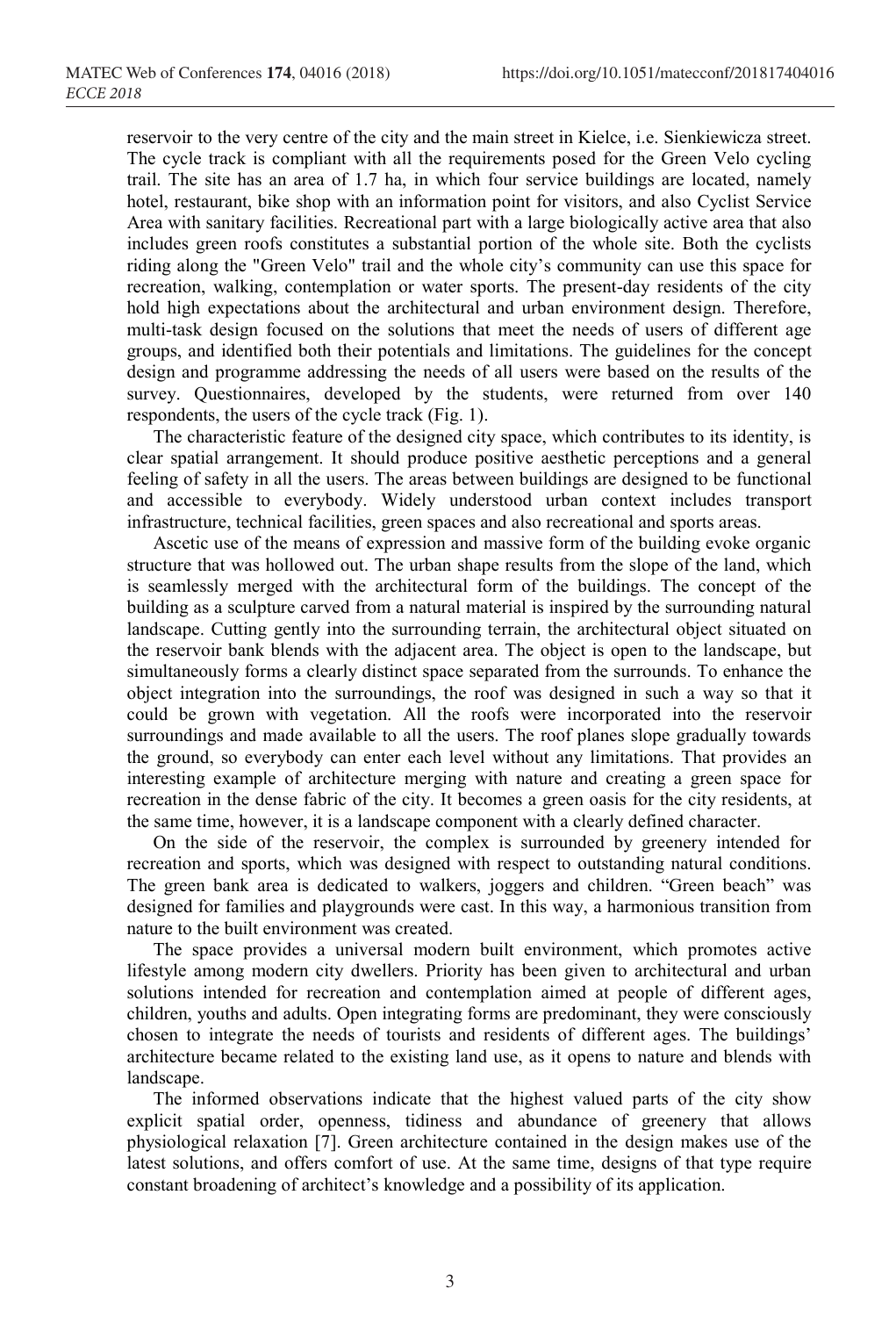reservoir to the very centre of the city and the main street in Kielce, i.e. Sienkiewicza street. The cycle track is compliant with all the requirements posed for the Green Velo cycling trail. The site has an area of 1.7 ha, in which four service buildings are located, namely hotel, restaurant, bike shop with an information point for visitors, and also Cyclist Service Area with sanitary facilities. Recreational part with a large biologically active area that also includes green roofs constitutes a substantial portion of the whole site. Both the cyclists riding along the "Green Velo" trail and the whole city's community can use this space for recreation, walking, contemplation or water sports. The present-day residents of the city hold high expectations about the architectural and urban environment design. Therefore, multi-task design focused on the solutions that meet the needs of users of different age groups, and identified both their potentials and limitations. The guidelines for the concept design and programme addressing the needs of all users were based on the results of the survey. Questionnaires, developed by the students, were returned from over 140 respondents, the users of the cycle track (Fig. 1).

The characteristic feature of the designed city space, which contributes to its identity, is clear spatial arrangement. It should produce positive aesthetic perceptions and a general feeling of safety in all the users. The areas between buildings are designed to be functional and accessible to everybody. Widely understood urban context includes transport infrastructure, technical facilities, green spaces and also recreational and sports areas.

Ascetic use of the means of expression and massive form of the building evoke organic structure that was hollowed out. The urban shape results from the slope of the land, which is seamlessly merged with the architectural form of the buildings. The concept of the building as a sculpture carved from a natural material is inspired by the surrounding natural landscape. Cutting gently into the surrounding terrain, the architectural object situated on the reservoir bank blends with the adjacent area. The object is open to the landscape, but simultaneously forms a clearly distinct space separated from the surrounds. To enhance the object integration into the surroundings, the roof was designed in such a way so that it could be grown with vegetation. All the roofs were incorporated into the reservoir surroundings and made available to all the users. The roof planes slope gradually towards the ground, so everybody can enter each level without any limitations. That provides an interesting example of architecture merging with nature and creating a green space for recreation in the dense fabric of the city. It becomes a green oasis for the city residents, at the same time, however, it is a landscape component with a clearly defined character.

On the side of the reservoir, the complex is surrounded by greenery intended for recreation and sports, which was designed with respect to outstanding natural conditions. The green bank area is dedicated to walkers, joggers and children. "Green beach" was designed for families and playgrounds were cast. In this way, a harmonious transition from nature to the built environment was created.

The space provides a universal modern built environment, which promotes active lifestyle among modern city dwellers. Priority has been given to architectural and urban solutions intended for recreation and contemplation aimed at people of different ages, children, youths and adults. Open integrating forms are predominant, they were consciously chosen to integrate the needs of tourists and residents of different ages. The buildings' architecture became related to the existing land use, as it opens to nature and blends with landscape.

The informed observations indicate that the highest valued parts of the city show explicit spatial order, openness, tidiness and abundance of greenery that allows physiological relaxation [7]. Green architecture contained in the design makes use of the latest solutions, and offers comfort of use. At the same time, designs of that type require constant broadening of architect's knowledge and a possibility of its application.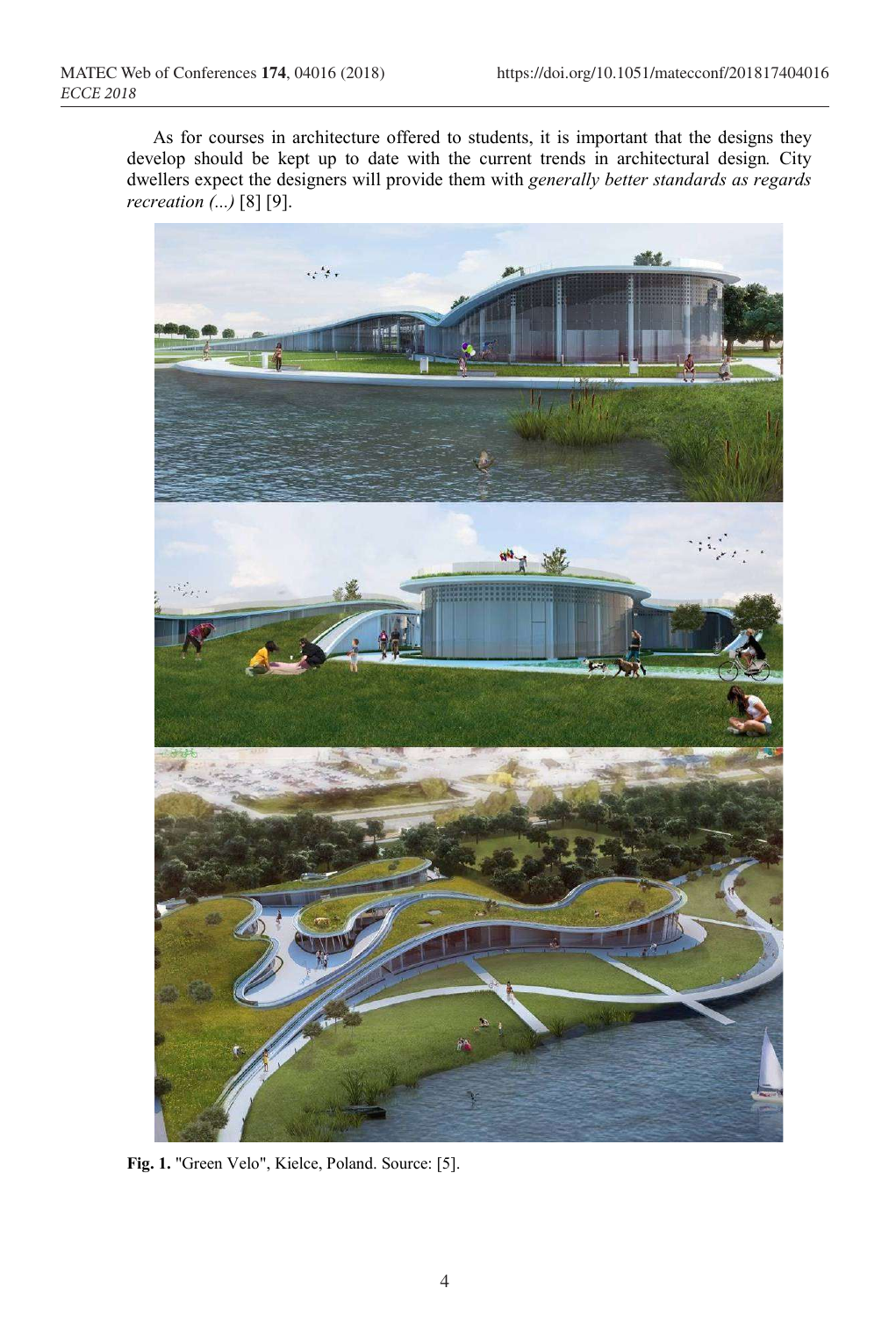As for courses in architecture offered to students, it is important that the designs they develop should be kept up to date with the current trends in architectural design. City dwellers expect the designers will provide them with *generally better standards as regards recreation (...)* [8] [9].

**Fig. 1.** "Green Velo", Kielce, Poland. Source: [5].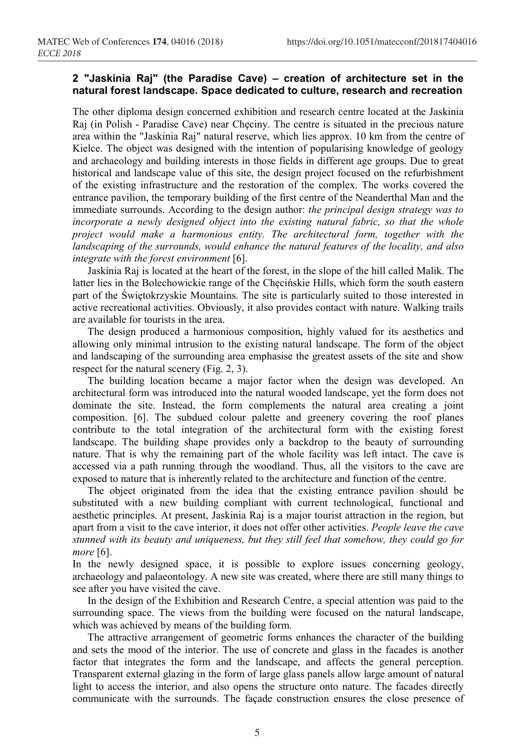## 2 "Jaskinia Raj" (the Paradise Cave) – creation of architecture set in the natural forest landscape. Space dedicated to culture, research and recreation

The other diploma design concerned exhibition and research centre located at the Jaskinia Raj (in Polish - Paradise Cave) near Chęciny. The centre is situated in the precious nature area within the "Jaskinia Raj" natural reserve, which lies approx. 10 km from the centre of Kielce. The object was designed with the intention of popularising knowledge of geology and archaeology and building interests in those fields in different age groups. Due to great historical and landscape value of this site, the design project focused on the refurbishment of the existing infrastructure and the restoration of the complex. The works covered the entrance pavilion, the temporary building of the first centre of the Neanderthal Man and the immediate surrounds. According to the design author: *the principal design strategy was to incorporate a newly designed object into the existing natural fabric, so that the whole project would make a harmonious entity. The architectural form, together with the landscaping of the surrounds, would enhance the natural features of the locality, and also integrate with the forest environment* [6].

Jaskinia Raj is located at the heart of the forest, in the slope of the hill called Malik. The latter lies in the Bolechowickie range of the Chęcińskie Hills, which form the south eastern part of the Świętokrzyskie Mountains. The site is particularly suited to those interested in active recreational activities. Obviously, it also provides contact with nature. Walking trails are available for tourists in the area.

The design produced a harmonious composition, highly valued for its aesthetics and allowing only minimal intrusion to the existing natural landscape. The form of the object and landscaping of the surrounding area emphasise the greatest assets of the site and show respect for the natural scenery (Fig. 2, 3).

The building location became a major factor when the design was developed. An architectural form was introduced into the natural wooded landscape, yet the form does not dominate the site. Instead, the form complements the natural area creating a joint composition. [6]. The subdued colour palette and greenery covering the roof planes contribute to the total integration of the architectural form with the existing forest landscape. The building shape provides only a backdrop to the beauty of surrounding nature. That is why the remaining part of the whole facility was left intact. The cave is accessed via a path running through the woodland. Thus, all the visitors to the cave are exposed to nature that is inherently related to the architecture and function of the centre.

The object originated from the idea that the existing entrance pavilion should be substituted with a new building compliant with current technological, functional and aesthetic principles. At present, Jaskinia Raj is a major tourist attraction in the region, but apart from a visit to the cave interior, it does not offer other activities. *People leave the cave stunned with its beauty and uniqueness, but they still feel that somehow, they could go for more* [6].

In the newly designed space, it is possible to explore issues concerning geology, archaeology and palaeontology. A new site was created, where there are still many things to see after you have visited the cave.

In the design of the Exhibition and Research Centre, a special attention was paid to the surrounding space. The views from the building were focused on the natural landscape, which was achieved by means of the building form.

The attractive arrangement of geometric forms enhances the character of the building and sets the mood of the interior. The use of concrete and glass in the facades is another factor that integrates the form and the landscape, and affects the general perception. Transparent external glazing in the form of large glass panels allow large amount of natural light to access the interior, and also opens the structure onto nature. The facades directly communicate with the surrounds. The façade construction ensures the close presence of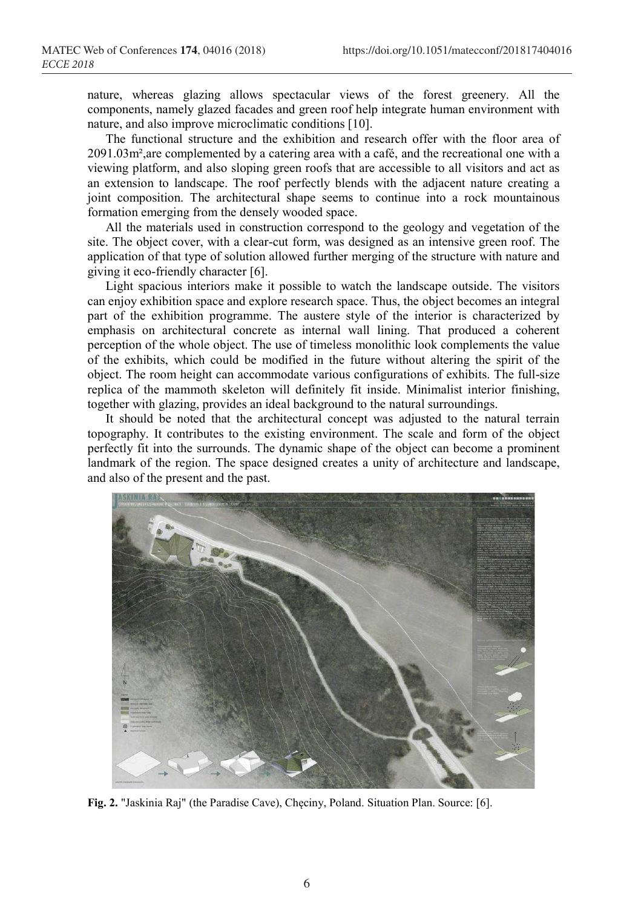nature, whereas glazing allows spectacular views of the forest greenery. All the components, namely glazed facades and green roof help integrate human environment with nature, and also improve microclimatic conditions [10].

The functional structure and the exhibition and research offer with the floor area of 2091.03m²,are complemented by a catering area with a café, and the recreational one with a viewing platform, and also sloping green roofs that are accessible to all visitors and act as an extension to landscape. The roof perfectly blends with the adjacent nature creating a joint composition. The architectural shape seems to continue into a rock mountainous formation emerging from the densely wooded space.

All the materials used in construction correspond to the geology and vegetation of the site. The object cover, with a clear-cut form, was designed as an intensive green roof. The application of that type of solution allowed further merging of the structure with nature and giving it eco-friendly character [6].

Light spacious interiors make it possible to watch the landscape outside. The visitors can enjoy exhibition space and explore research space. Thus, the object becomes an integral part of the exhibition programme. The austere style of the interior is characterized by emphasis on architectural concrete as internal wall lining. That produced a coherent perception of the whole object. The use of timeless monolithic look complements the value of the exhibits, which could be modified in the future without altering the spirit of the object. The room height can accommodate various configurations of exhibits. The full-size replica of the mammoth skeleton will definitely fit inside. Minimalist interior finishing, together with glazing, provides an ideal background to the natural surroundings.

It should be noted that the architectural concept was adjusted to the natural terrain topography. It contributes to the existing environment. The scale and form of the object perfectly fit into the surrounds. The dynamic shape of the object can become a prominent landmark of the region. The space designed creates a unity of architecture and landscape, and also of the present and the past.

**Fig. 2.** "Jaskinia Raj" (the Paradise Cave), Chęciny, Poland. Situation Plan. Source: [6].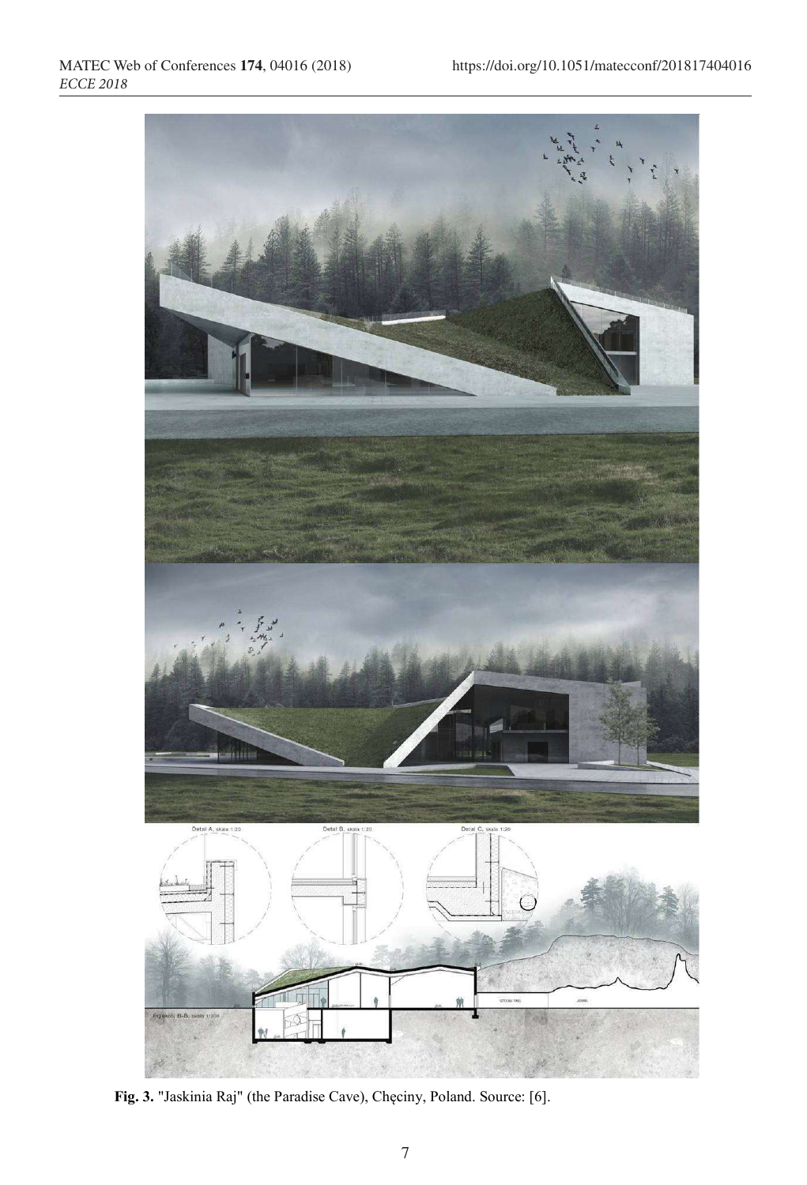**Fig. 3.** "Jaskinia Raj" (the Paradise Cave), Chęciny, Poland. Source: [6].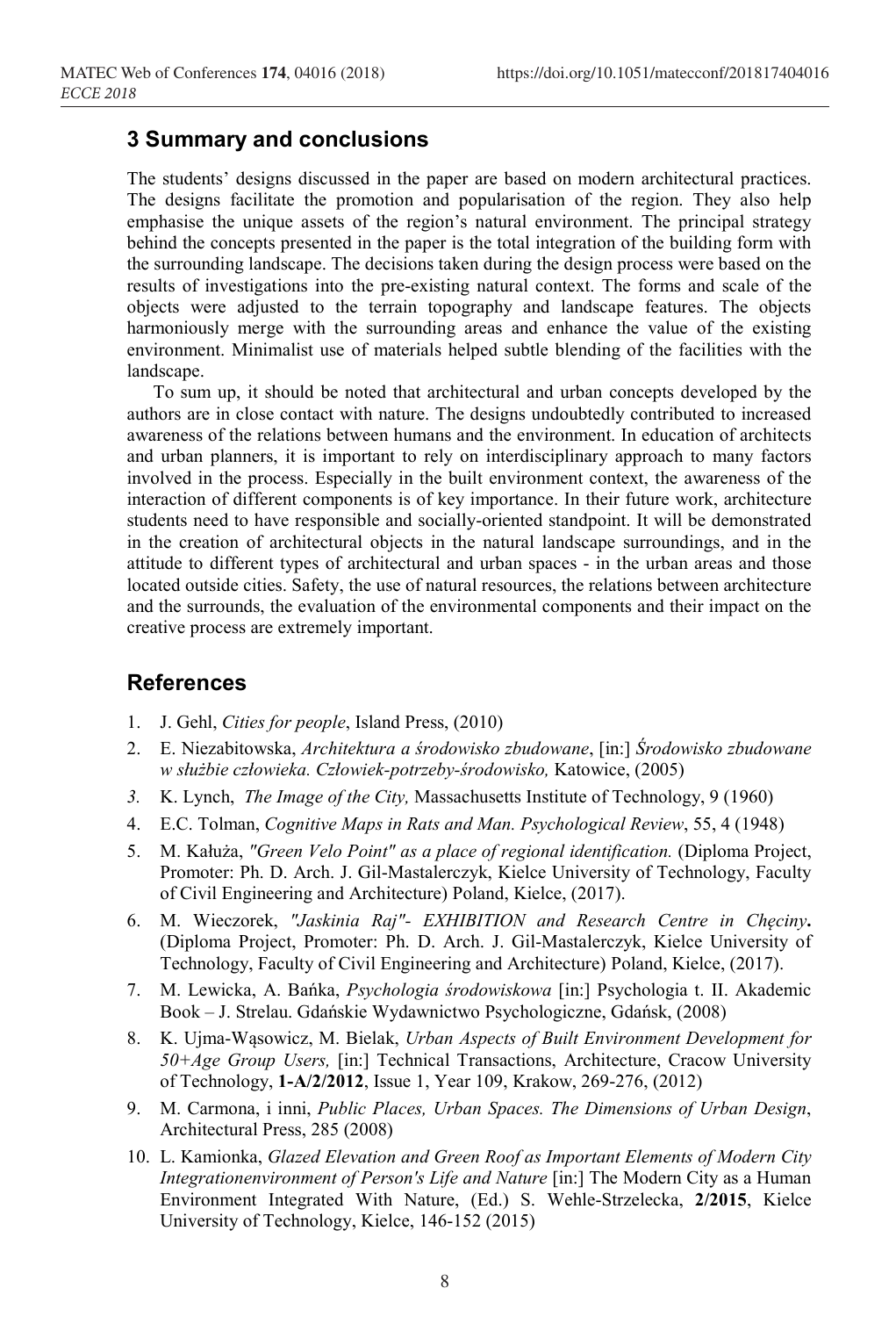## 3 Summary and conclusions

The students' designs discussed in the paper are based on modern architectural practices. The designs facilitate the promotion and popularisation of the region. They also help emphasise the unique assets of the region's natural environment. The principal strategy behind the concepts presented in the paper is the total integration of the building form with the surrounding landscape. The decisions taken during the design process were based on the results of investigations into the pre-existing natural context. The forms and scale of the objects were adjusted to the terrain topography and landscape features. The objects harmoniously merge with the surrounding areas and enhance the value of the existing environment. Minimalist use of materials helped subtle blending of the facilities with the landscape.

To sum up, it should be noted that architectural and urban concepts developed by the authors are in close contact with nature. The designs undoubtedly contributed to increased awareness of the relations between humans and the environment. In education of architects and urban planners, it is important to rely on interdisciplinary approach to many factors involved in the process. Especially in the built environment context, the awareness of the interaction of different components is of key importance. In their future work, architecture students need to have responsible and socially-oriented standpoint. It will be demonstrated in the creation of architectural objects in the natural landscape surroundings, and in the attitude to different types of architectural and urban spaces - in the urban areas and those located outside cities. Safety, the use of natural resources, the relations between architecture and the surrounds, the evaluation of the environmental components and their impact on the creative process are extremely important.

## References

1. J. Gehl, *Cities for people*, Island Press, (2010)
2. E. Niezabitowska, *Architektura a środowisko zbudowane*, [in:] *Środowisko zbudowane w służbie człowieka. Człowiek-potrzeby-środowisko,* Katowice, (2005)
3. K. Lynch, *The Image of the City,* Massachusetts Institute of Technology, 9 (1960)
4. E.C. Tolman, *Cognitive Maps in Rats and Man. Psychological Review*, 55, 4 (1948)
5. M. Kałuża, *"Green Velo Point" as a place of regional identification.* (Diploma Project, Promoter: Ph. D. Arch. J. Gil-Mastalerczyk, Kielce University of Technology, Faculty of Civil Engineering and Architecture) Poland, Kielce, (2017).
6. M. Wieczorek, *"Jaskinia Raj"- EXHIBITION and Research Centre in Chęciny***.** (Diploma Project, Promoter: Ph. D. Arch. J. Gil-Mastalerczyk, Kielce University of Technology, Faculty of Civil Engineering and Architecture) Poland, Kielce, (2017).
7. M. Lewicka, A. Bańka, *Psychologia środowiskowa* [in:] Psychologia t. II. Akademic Book – J. Strelau. Gdańskie Wydawnictwo Psychologiczne, Gdańsk, (2008)
8. K. Ujma-Wąsowicz, M. Bielak, *Urban Aspects of Built Environment Development for 50+Age Group Users,* [in:] Technical Transactions, Architecture, Cracow University of Technology, **1-A/2/2012**, Issue 1, Year 109, Krakow, 269-276, (2012)
9. M. Carmona, i inni, *Public Places, Urban Spaces. The Dimensions of Urban Design*, Architectural Press, 285 (2008)
10. L. Kamionka, *Glazed Elevation and Green Roof as Important Elements of Modern City Integrationenvironment of Person's Life and Nature* [in:] The Modern City as a Human Environment Integrated With Nature, (Ed.) S. Wehle-Strzelecka, **2/2015**, Kielce University of Technology, Kielce, 146-152 (2015)